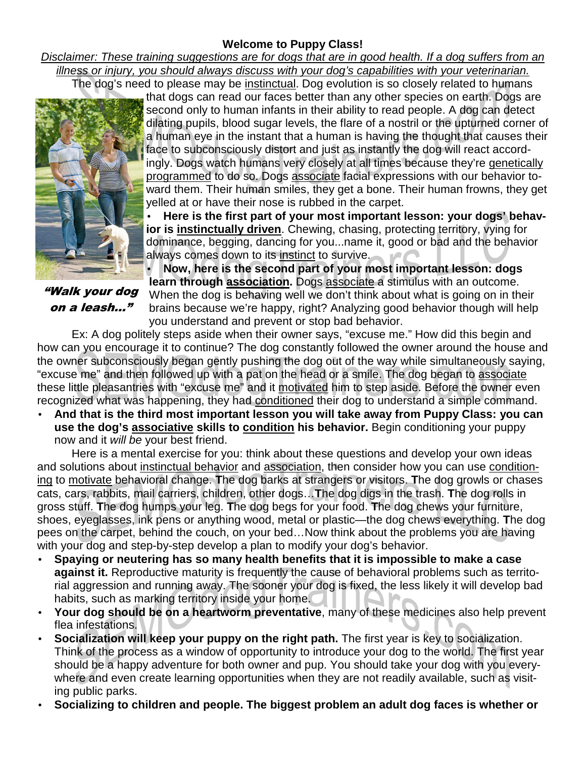**Welcome to Puppy Class!**

*Disclaimer: These training suggestions are for dogs that are in good health. If a dog suffers from an illness or injury, you should always discuss with your dog's capabilities with your veterinarian.*

The dog's need to please may be instinctual. Dog evolution is so closely related to humans that dogs can read our faces better than any other species on earth. Dogs are second only to human infants in their ability to read people. A dog can detect dilating pupils, blood sugar levels, the flare of a nostril or the upturned corner of a human eye in the instant that a human is having the thought that causes their face to subconsciously distort and just as instantly the dog will react accordingly. Dogs watch humans very closely at all times because they're genetically programmed to do so. Dogs associate facial expressions with our behavior toward them. Their human smiles, they get a bone. Their human frowns, they get yelled at or have their nose is rubbed in the carpet.

*"Walk your dog on a leash..."*

- **Here is the first part of your most important lesson: your dogs' behavior is instinctually driven**. Chewing, chasing, protecting territory, vying for dominance, begging, dancing for you...name it, good or bad and the behavior always comes down to its instinct to survive.
- **Now, here is the second part of your most important lesson: dogs learn through association.** Dogs associate a stimulus with an outcome. When the dog is behaving well we don't think about what is going on in their brains because we're happy, right? Analyzing good behavior though will help you understand and prevent or stop bad behavior.

Ex: A dog politely steps aside when their owner says, "excuse me." How did this begin and how can you encourage it to continue? The dog constantly followed the owner around the house and the owner subconsciously began gently pushing the dog out of the way while simultaneously saying, "excuse me" and then followed up with a pat on the head or a smile. The dog began to associate these little pleasantries with "excuse me" and it motivated him to step aside. Before the owner even recognized what was happening, they had conditioned their dog to understand a simple command.

- **And that is the third most important lesson you will take away from Puppy Class: you can use the dog's associative skills to condition his behavior.** Begin conditioning your puppy now and it *will be* your best friend.

Here is a mental exercise for you: think about these questions and develop your own ideas and solutions about instinctual behavior and association, then consider how you can use conditioning to motivate behavioral change. **T**he dog barks at strangers or visitors. **T**he dog growls or chases cats, cars, rabbits, mail carriers, children, other dogs…**T**he dog digs in the trash. **T**he dog rolls in gross stuff. **T**he dog humps your leg. **T**he dog begs for your food. **T**he dog chews your furniture, shoes, eyeglasses, ink pens or anything wood, metal or plastic—the dog chews everything. **T**he dog pees on the carpet, behind the couch, on your bed…Now think about the problems you are having with your dog and step-by-step develop a plan to modify your dog's behavior.

- **Spaying or neutering has so many health benefits that it is impossible to make a case against it.** Reproductive maturity is frequently the cause of behavioral problems such as territorial aggression and running away. The sooner your dog is fixed, the less likely it will develop bad habits, such as marking territory inside your home.
- **Your dog should be on a heartworm preventative**, many of these medicines also help prevent flea infestations.
- **Socialization will keep your puppy on the right path.** The first year is key to socialization. Think of the process as a window of opportunity to introduce your dog to the world. The first year should be a happy adventure for both owner and pup. You should take your dog with you everywhere and even create learning opportunities when they are not readily available, such as visiting public parks.
- **Socializing to children and people. The biggest problem an adult dog faces is whether or**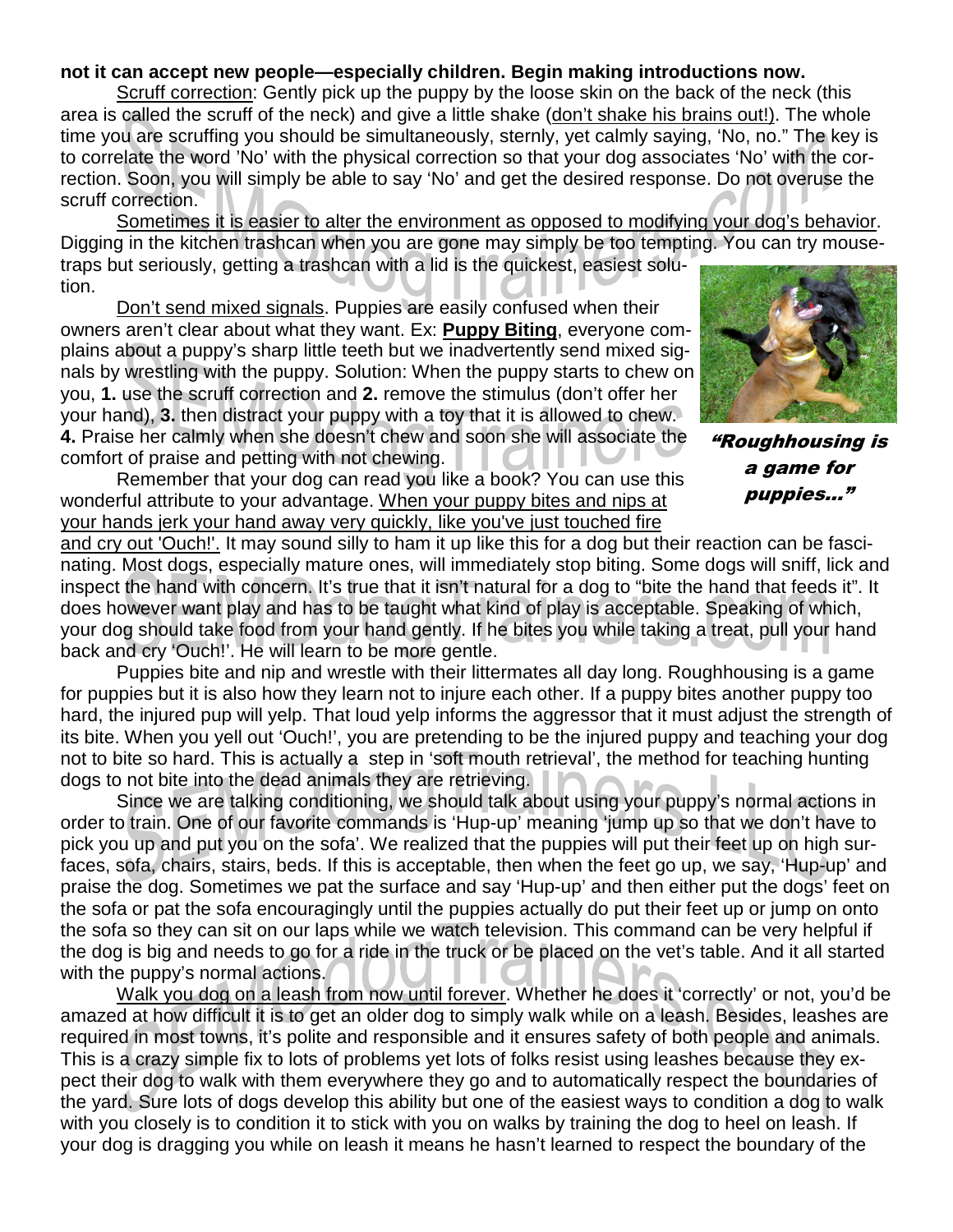**not it can accept new people—especially children. Begin making introductions now.**

Scruff correction: Gently pick up the puppy by the loose skin on the back of the neck (this area is called the scruff of the neck) and give a little shake (don't shake his brains out!). The whole time you are scruffing you should be simultaneously, sternly, yet calmly saying, 'No, no." The key is to correlate the word 'No' with the physical correction so that your dog associates 'No' with the correction. Soon, you will simply be able to say 'No' and get the desired response. Do not overuse the scruff correction.

Sometimes it is easier to alter the environment as opposed to modifying your dog's behavior. Digging in the kitchen trashcan when you are gone may simply be too tempting. You can try mousetraps but seriously, getting a trashcan with a lid is the quickest, easiest solution.

Don't send mixed signals. Puppies are easily confused when their owners aren't clear about what they want. Ex: **Puppy Biting**, everyone complains about a puppy's sharp little teeth but we inadvertently send mixed signals by wrestling with the puppy. Solution: When the puppy starts to chew on you, **1.** use the scruff correction and **2.** remove the stimulus (don't offer her your hand), **3.** then distract your puppy with a toy that it is allowed to chew. **4.** Praise her calmly when she doesn't chew and soon she will associate the comfort of praise and petting with not chewing.

*"Roughhousing is a game for puppies..."*

Remember that your dog can read you like a book? You can use this wonderful attribute to your advantage. When your puppy bites and nips at your hands jerk your hand away very quickly, like you've just touched fire and cry out 'Ouch!'. It may sound silly to ham it up like this for a dog but their reaction can be fascinating. Most dogs, especially mature ones, will immediately stop biting. Some dogs will sniff, lick and inspect the hand with concern. It's true that it isn't natural for a dog to "bite the hand that feeds it". It does however want play and has to be taught what kind of play is acceptable. Speaking of which, your dog should take food from your hand gently. If he bites you while taking a treat, pull your hand back and cry 'Ouch!'. He will learn to be more gentle.

Puppies bite and nip and wrestle with their littermates all day long. Roughhousing is a game for puppies but it is also how they learn not to injure each other. If a puppy bites another puppy too hard, the injured pup will yelp. That loud yelp informs the aggressor that it must adjust the strength of its bite. When you yell out 'Ouch!', you are pretending to be the injured puppy and teaching your dog not to bite so hard. This is actually a step in 'soft mouth retrieval', the method for teaching hunting dogs to not bite into the dead animals they are retrieving.

Since we are talking conditioning, we should talk about using your puppy's normal actions in order to train. One of our favorite commands is 'Hup-up' meaning 'jump up so that we don't have to pick you up and put you on the sofa'. We realized that the puppies will put their feet up on high surfaces, sofa, chairs, stairs, beds. If this is acceptable, then when the feet go up, we say, 'Hup-up' and praise the dog. Sometimes we pat the surface and say 'Hup-up' and then either put the dogs' feet on the sofa or pat the sofa encouragingly until the puppies actually do put their feet up or jump on onto the sofa so they can sit on our laps while we watch television. This command can be very helpful if the dog is big and needs to go for a ride in the truck or be placed on the vet's table. And it all started with the puppy's normal actions.

Walk you dog on a leash from now until forever. Whether he does it 'correctly' or not, you'd be amazed at how difficult it is to get an older dog to simply walk while on a leash. Besides, leashes are required in most towns, it's polite and responsible and it ensures safety of both people and animals. This is a crazy simple fix to lots of problems yet lots of folks resist using leashes because they expect their dog to walk with them everywhere they go and to automatically respect the boundaries of the yard. Sure lots of dogs develop this ability but one of the easiest ways to condition a dog to walk with you closely is to condition it to stick with you on walks by training the dog to heel on leash. If your dog is dragging you while on leash it means he hasn't learned to respect the boundary of the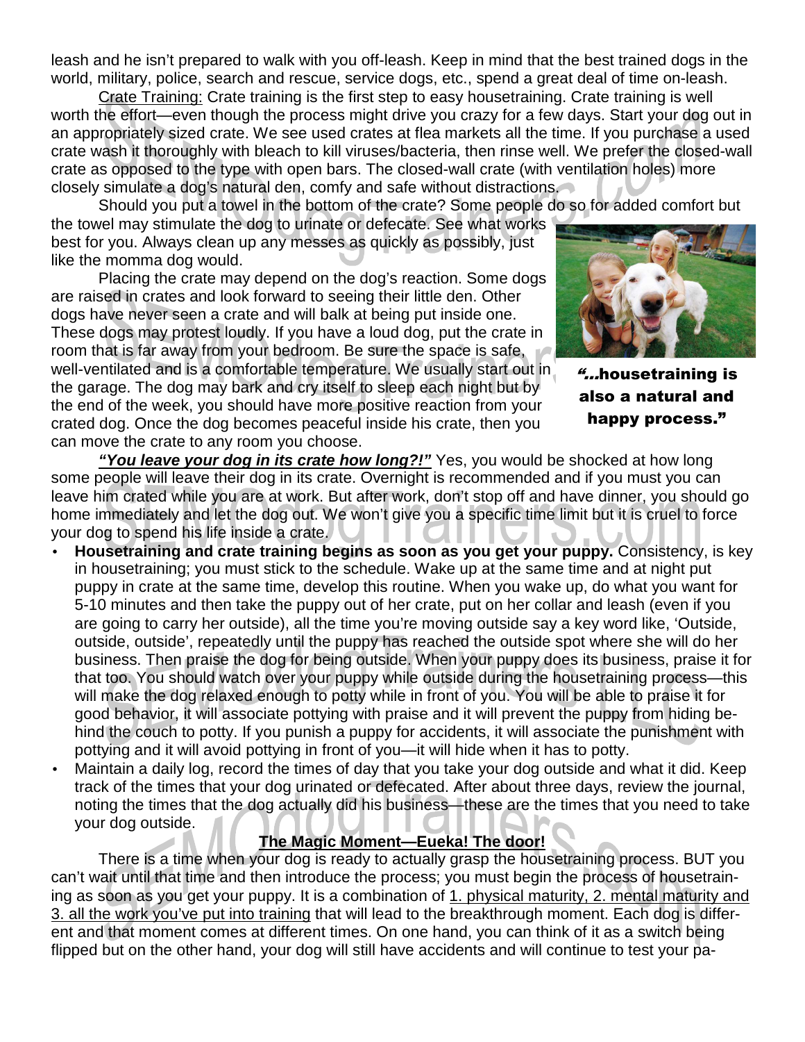leash and he isn't prepared to walk with you off-leash. Keep in mind that the best trained dogs in the world, military, police, search and rescue, service dogs, etc., spend a great deal of time on-leash.

Crate Training: Crate training is the first step to easy housetraining. Crate training is well worth the effort—even though the process might drive you crazy for a few days. Start your dog out in an appropriately sized crate. We see used crates at flea markets all the time. If you purchase a used crate wash it thoroughly with bleach to kill viruses/bacteria, then rinse well. We prefer the closed-wall crate as opposed to the type with open bars. The closed-wall crate (with ventilation holes) more closely simulate a dog's natural den, comfy and safe without distractions.

Should you put a towel in the bottom of the crate? Some people do so for added comfort but the towel may stimulate the dog to urinate or defecate. See what works best for you. Always clean up any messes as quickly as possibly, just like the momma dog would.

Placing the crate may depend on the dog's reaction. Some dogs are raised in crates and look forward to seeing their little den. Other dogs have never seen a crate and will balk at being put inside one. These dogs may protest loudly. If you have a loud dog, put the crate in room that is far away from your bedroom. Be sure the space is safe, well-ventilated and is a comfortable temperature. We usually start out in the garage. The dog may bark and cry itself to sleep each night but by the end of the week, you should have more positive reaction from your crated dog. Once the dog becomes peaceful inside his crate, then you can move the crate to any room you choose.

***"...housetraining is also a natural and happy process."***

***"You leave your dog in its crate how long?!"*** Yes, you would be shocked at how long some people will leave their dog in its crate. Overnight is recommended and if you must you can leave him crated while you are at work. But after work, don't stop off and have dinner, you should go home immediately and let the dog out. We won't give you a specific time limit but it is cruel to force your dog to spend his life inside a crate.

- **Housetraining and crate training begins as soon as you get your puppy.** Consistency, is key in housetraining; you must stick to the schedule. Wake up at the same time and at night put puppy in crate at the same time, develop this routine. When you wake up, do what you want for 5-10 minutes and then take the puppy out of her crate, put on her collar and leash (even if you are going to carry her outside), all the time you're moving outside say a key word like, 'Outside, outside, outside', repeatedly until the puppy has reached the outside spot where she will do her business. Then praise the dog for being outside. When your puppy does its business, praise it for that too. You should watch over your puppy while outside during the housetraining process—this will make the dog relaxed enough to potty while in front of you. You will be able to praise it for good behavior, it will associate pottying with praise and it will prevent the puppy from hiding behind the couch to potty. If you punish a puppy for accidents, it will associate the punishment with pottying and it will avoid pottying in front of you—it will hide when it has to potty.
- Maintain a daily log, record the times of day that you take your dog outside and what it did. Keep track of the times that your dog urinated or defecated. After about three days, review the journal, noting the times that the dog actually did his business—these are the times that you need to take your dog outside.

**The Magic Moment—Eueka! The door!**

There is a time when your dog is ready to actually grasp the housetraining process. BUT you can't wait until that time and then introduce the process; you must begin the process of housetraining as soon as you get your puppy. It is a combination of 1. physical maturity, 2. mental maturity and 3. all the work you've put into training that will lead to the breakthrough moment. Each dog is different and that moment comes at different times. On one hand, you can think of it as a switch being flipped but on the other hand, your dog will still have accidents and will continue to test your pa-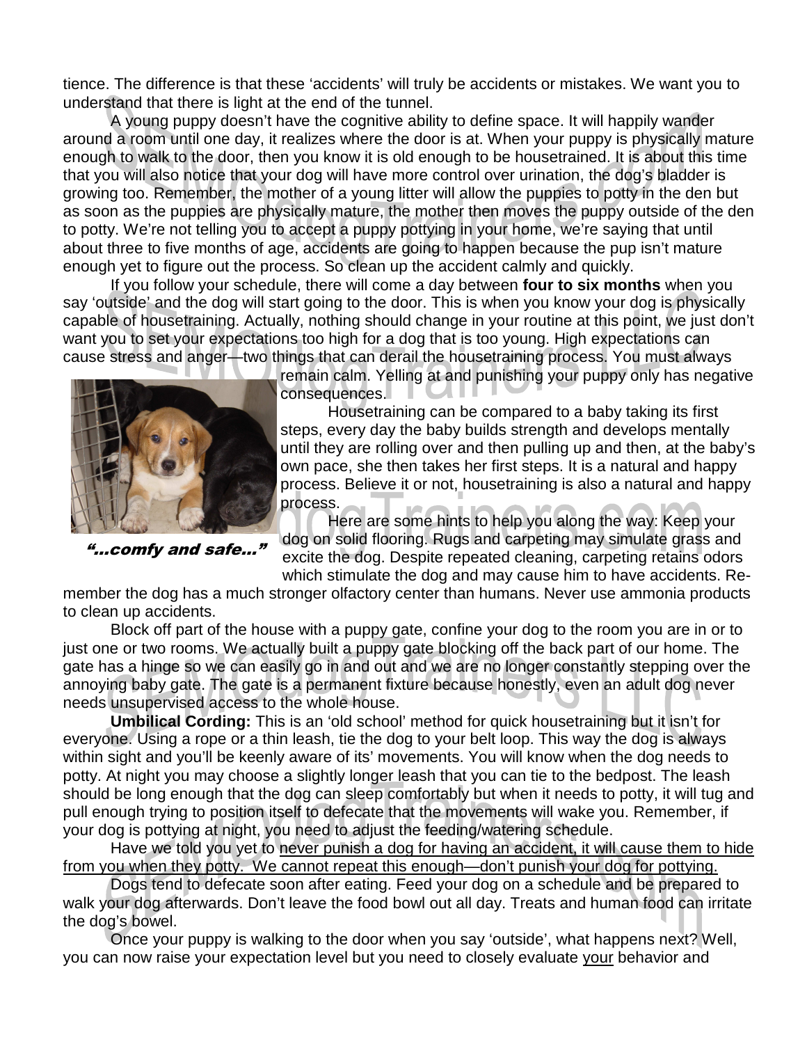tience. The difference is that these 'accidents' will truly be accidents or mistakes. We want you to understand that there is light at the end of the tunnel.

A young puppy doesn't have the cognitive ability to define space. It will happily wander around a room until one day, it realizes where the door is at. When your puppy is physically mature enough to walk to the door, then you know it is old enough to be housetrained. It is about this time that you will also notice that your dog will have more control over urination, the dog's bladder is growing too. Remember, the mother of a young litter will allow the puppies to potty in the den but as soon as the puppies are physically mature, the mother then moves the puppy outside of the den to potty. We're not telling you to accept a puppy pottying in your home, we're saying that until about three to five months of age, accidents are going to happen because the pup isn't mature enough yet to figure out the process. So clean up the accident calmly and quickly.

If you follow your schedule, there will come a day between **four to six months** when you say 'outside' and the dog will start going to the door. This is when you know your dog is physically capable of housetraining. Actually, nothing should change in your routine at this point, we just don't want you to set your expectations too high for a dog that is too young. High expectations can cause stress and anger—two things that can derail the housetraining process. You must always remain calm. Yelling at and punishing your puppy only has negative consequences.

*"...comfy and safe..."*

Housetraining can be compared to a baby taking its first steps, every day the baby builds strength and develops mentally until they are rolling over and then pulling up and then, at the baby's own pace, she then takes her first steps. It is a natural and happy process. Believe it or not, housetraining is also a natural and happy process.

Here are some hints to help you along the way: Keep your dog on solid flooring. Rugs and carpeting may simulate grass and excite the dog. Despite repeated cleaning, carpeting retains odors which stimulate the dog and may cause him to have accidents. Remember the dog has a much stronger olfactory center than humans. Never use ammonia products to clean up accidents.

Block off part of the house with a puppy gate, confine your dog to the room you are in or to just one or two rooms. We actually built a puppy gate blocking off the back part of our home. The gate has a hinge so we can easily go in and out and we are no longer constantly stepping over the annoying baby gate. The gate is a permanent fixture because honestly, even an adult dog never needs unsupervised access to the whole house.

**Umbilical Cording:** This is an 'old school' method for quick housetraining but it isn't for everyone. Using a rope or a thin leash, tie the dog to your belt loop. This way the dog is always within sight and you'll be keenly aware of its' movements. You will know when the dog needs to potty. At night you may choose a slightly longer leash that you can tie to the bedpost. The leash should be long enough that the dog can sleep comfortably but when it needs to potty, it will tug and pull enough trying to position itself to defecate that the movements will wake you. Remember, if your dog is pottying at night, you need to adjust the feeding/watering schedule.

Have we told you yet to <u>never punish a dog for having an accident, it will cause them to hide from you when they potty. We cannot repeat this enough—don't punish your dog for pottying.</u>

Dogs tend to defecate soon after eating. Feed your dog on a schedule and be prepared to walk your dog afterwards. Don't leave the food bowl out all day. Treats and human food can irritate the dog's bowel.

Once your puppy is walking to the door when you say 'outside', what happens next? Well, you can now raise your expectation level but you need to closely evaluate <u>your</u> behavior and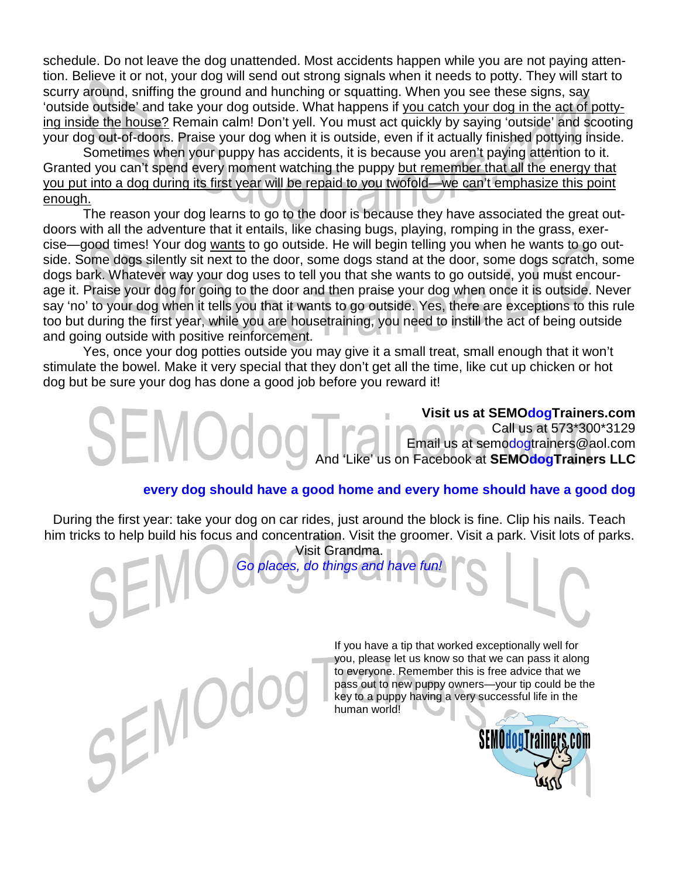schedule. Do not leave the dog unattended. Most accidents happen while you are not paying attention. Believe it or not, your dog will send out strong signals when it needs to potty. They will start to scurry around, sniffing the ground and hunching or squatting. When you see these signs, say 'outside outside' and take your dog outside. What happens if <u>you catch your dog in the act of pottying inside the house?</u> Remain calm! Don't yell. You must act quickly by saying 'outside' and scooting your dog out-of-doors. Praise your dog when it is outside, even if it actually finished pottying inside.

Sometimes when your puppy has accidents, it is because you aren't paying attention to it. Granted you can't spend every moment watching the puppy <u>but remember that all the energy that you put into a dog during its first year will be repaid to you twofold—we can't emphasize this point enough.</u>

The reason your dog learns to go to the door is because they have associated the great outdoors with all the adventure that it entails, like chasing bugs, playing, romping in the grass, exercise—good times! Your dog <u>wants</u> to go outside. He will begin telling you when he wants to go outside. Some dogs silently sit next to the door, some dogs stand at the door, some dogs scratch, some dogs bark. Whatever way your dog uses to tell you that she wants to go outside, you must encourage it. Praise your dog for going to the door and then praise your dog when once it is outside. Never say 'no' to your dog when it tells you that it wants to go outside. Yes, there are exceptions to this rule too but during the first year, while you are housetraining, you need to instill the act of being outside and going outside with positive reinforcement.

Yes, once your dog potties outside you may give it a small treat, small enough that it won't stimulate the bowel. Make it very special that they don't get all the time, like cut up chicken or hot dog but be sure your dog has done a good job before you reward it!

**Visit us at SEMOdogTrainers.com**
Call us at 573*300*3129
Email us at semodogtrainers@aol.com
And 'Like' us on Facebook at **SEMOdogTrainers LLC**

**every dog should have a good home and every home should have a good dog**

During the first year: take your dog on car rides, just around the block is fine. Clip his nails. Teach him tricks to help build his focus and concentration. Visit the groomer. Visit a park. Visit lots of parks. Visit Grandma.

*Go places, do things and have fun!*

If you have a tip that worked exceptionally well for you, please let us know so that we can pass it along to everyone. Remember this is free advice that we pass out to new puppy owners—your tip could be the key to a puppy having a very successful life in the human world!